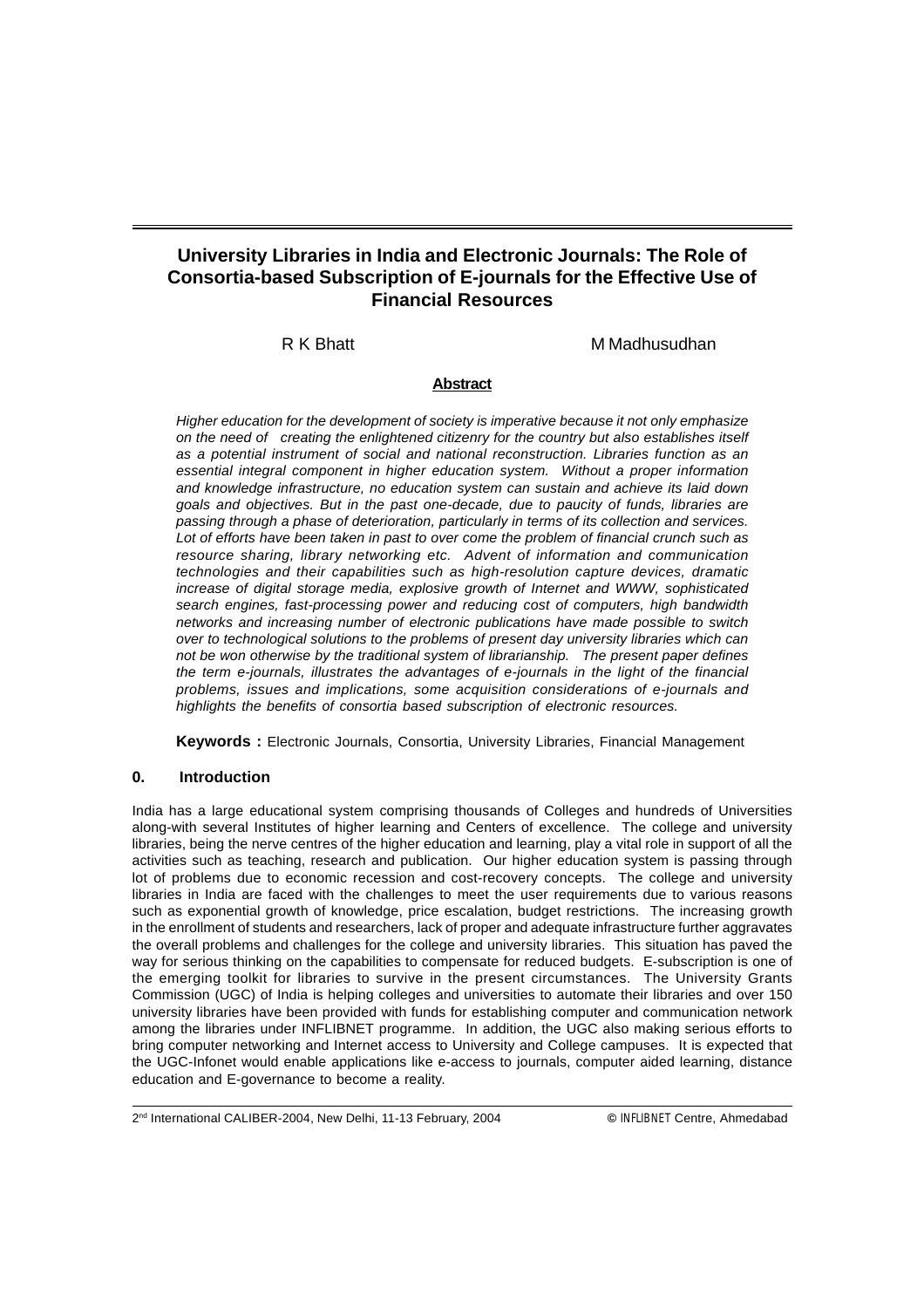# University Libraries in India and Electronic Journals: The Role of Consortia-based Subscription of E-journals for the Effective Use of Financial Resources

R K Bhatt M Madhusudhan

**Abstract**

*Higher education for the development of society is imperative because it not only emphasize on the need of creating the enlightened citizenry for the country but also establishes itself as a potential instrument of social and national reconstruction. Libraries function as an essential integral component in higher education system. Without a proper information and knowledge infrastructure, no education system can sustain and achieve its laid down goals and objectives. But in the past one-decade, due to paucity of funds, libraries are passing through a phase of deterioration, particularly in terms of its collection and services. Lot of efforts have been taken in past to over come the problem of financial crunch such as resource sharing, library networking etc. Advent of information and communication technologies and their capabilities such as high-resolution capture devices, dramatic increase of digital storage media, explosive growth of Internet and WWW, sophisticated search engines, fast-processing power and reducing cost of computers, high bandwidth networks and increasing number of electronic publications have made possible to switch over to technological solutions to the problems of present day university libraries which can not be won otherwise by the traditional system of librarianship. The present paper defines the term e-journals, illustrates the advantages of e-journals in the light of the financial problems, issues and implications, some acquisition considerations of e-journals and highlights the benefits of consortia based subscription of electronic resources.*

**Keywords :** Electronic Journals, Consortia, University Libraries, Financial Management

## 0. Introduction

India has a large educational system comprising thousands of Colleges and hundreds of Universities along-with several Institutes of higher learning and Centers of excellence. The college and university libraries, being the nerve centres of the higher education and learning, play a vital role in support of all the activities such as teaching, research and publication. Our higher education system is passing through lot of problems due to economic recession and cost-recovery concepts. The college and university libraries in India are faced with the challenges to meet the user requirements due to various reasons such as exponential growth of knowledge, price escalation, budget restrictions. The increasing growth in the enrollment of students and researchers, lack of proper and adequate infrastructure further aggravates the overall problems and challenges for the college and university libraries. This situation has paved the way for serious thinking on the capabilities to compensate for reduced budgets. E-subscription is one of the emerging toolkit for libraries to survive in the present circumstances. The University Grants Commission (UGC) of India is helping colleges and universities to automate their libraries and over 150 university libraries have been provided with funds for establishing computer and communication network among the libraries under INFLIBNET programme. In addition, the UGC also making serious efforts to bring computer networking and Internet access to University and College campuses. It is expected that the UGC-Infonet would enable applications like e-access to journals, computer aided learning, distance education and E-governance to become a reality.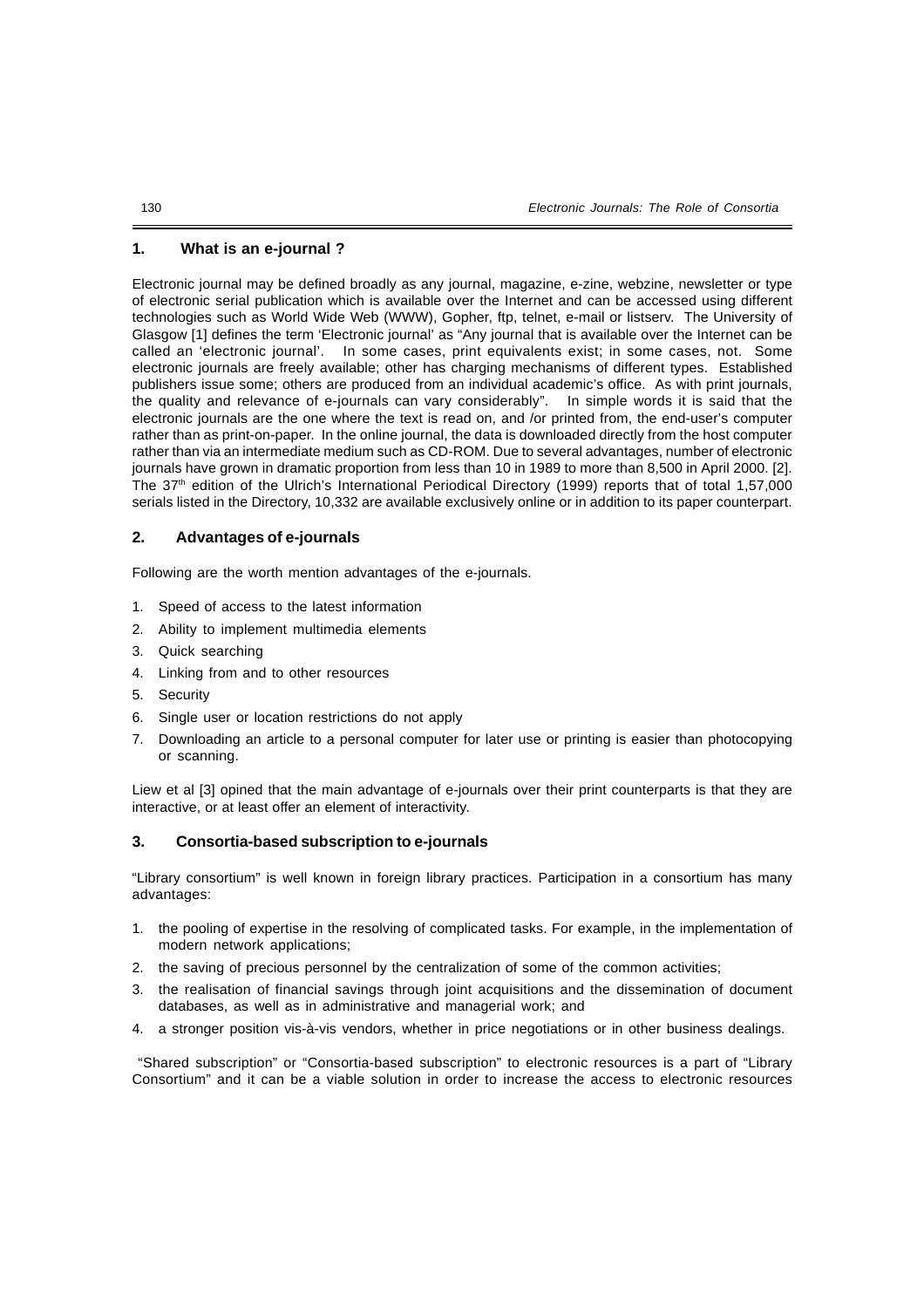## 1. What is an e-journal ?

Electronic journal may be defined broadly as any journal, magazine, e-zine, webzine, newsletter or type of electronic serial publication which is available over the Internet and can be accessed using different technologies such as World Wide Web (WWW), Gopher, ftp, telnet, e-mail or listserv. The University of Glasgow [1] defines the term 'Electronic journal' as "Any journal that is available over the Internet can be called an 'electronic journal'. In some cases, print equivalents exist; in some cases, not. Some electronic journals are freely available; other has charging mechanisms of different types. Established publishers issue some; others are produced from an individual academic's office. As with print journals, the quality and relevance of e-journals can vary considerably". In simple words it is said that the electronic journals are the one where the text is read on, and /or printed from, the end-user's computer rather than as print-on-paper. In the online journal, the data is downloaded directly from the host computer rather than via an intermediate medium such as CD-ROM. Due to several advantages, number of electronic journals have grown in dramatic proportion from less than 10 in 1989 to more than 8,500 in April 2000. [2]. The 37th edition of the Ulrich's International Periodical Directory (1999) reports that of total 1,57,000 serials listed in the Directory, 10,332 are available exclusively online or in addition to its paper counterpart.

## 2. Advantages of e-journals

Following are the worth mention advantages of the e-journals.

1. Speed of access to the latest information
2. Ability to implement multimedia elements
3. Quick searching
4. Linking from and to other resources
5. Security
6. Single user or location restrictions do not apply
7. Downloading an article to a personal computer for later use or printing is easier than photocopying or scanning.

Liew et al [3] opined that the main advantage of e-journals over their print counterparts is that they are interactive, or at least offer an element of interactivity.

## 3. Consortia-based subscription to e-journals

"Library consortium" is well known in foreign library practices. Participation in a consortium has many advantages:

1. the pooling of expertise in the resolving of complicated tasks. For example, in the implementation of modern network applications;
2. the saving of precious personnel by the centralization of some of the common activities;
3. the realisation of financial savings through joint acquisitions and the dissemination of document databases, as well as in administrative and managerial work; and
4. a stronger position vis-à-vis vendors, whether in price negotiations or in other business dealings.

"Shared subscription" or "Consortia-based subscription" to electronic resources is a part of "Library Consortium" and it can be a viable solution in order to increase the access to electronic resources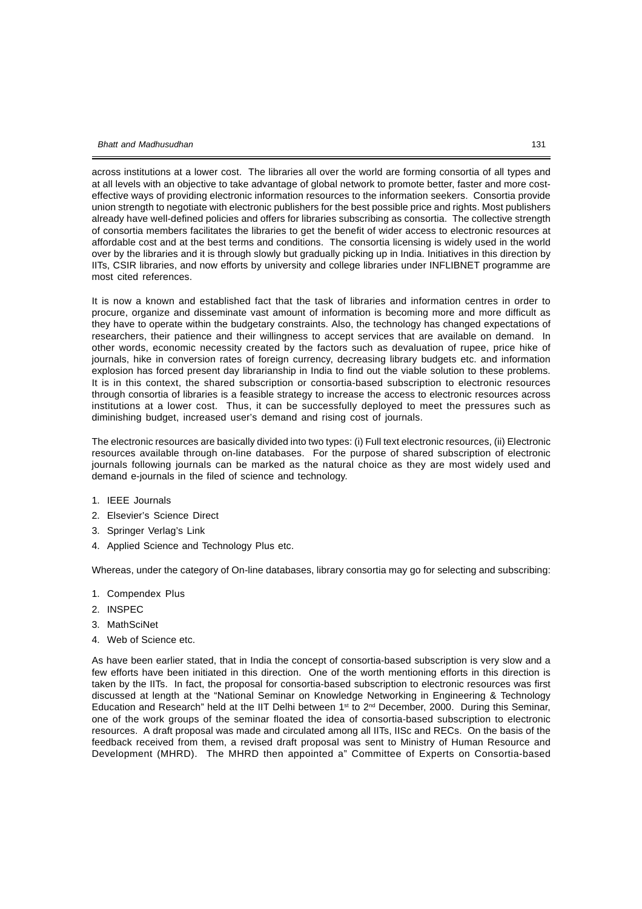across institutions at a lower cost. The libraries all over the world are forming consortia of all types and at all levels with an objective to take advantage of global network to promote better, faster and more cost-effective ways of providing electronic information resources to the information seekers. Consortia provide union strength to negotiate with electronic publishers for the best possible price and rights. Most publishers already have well-defined policies and offers for libraries subscribing as consortia. The collective strength of consortia members facilitates the libraries to get the benefit of wider access to electronic resources at affordable cost and at the best terms and conditions. The consortia licensing is widely used in the world over by the libraries and it is through slowly but gradually picking up in India. Initiatives in this direction by IITs, CSIR libraries, and now efforts by university and college libraries under INFLIBNET programme are most cited references.

It is now a known and established fact that the task of libraries and information centres in order to procure, organize and disseminate vast amount of information is becoming more and more difficult as they have to operate within the budgetary constraints. Also, the technology has changed expectations of researchers, their patience and their willingness to accept services that are available on demand. In other words, economic necessity created by the factors such as devaluation of rupee, price hike of journals, hike in conversion rates of foreign currency, decreasing library budgets etc. and information explosion has forced present day librarianship in India to find out the viable solution to these problems. It is in this context, the shared subscription or consortia-based subscription to electronic resources through consortia of libraries is a feasible strategy to increase the access to electronic resources across institutions at a lower cost. Thus, it can be successfully deployed to meet the pressures such as diminishing budget, increased user's demand and rising cost of journals.

The electronic resources are basically divided into two types: (i) Full text electronic resources, (ii) Electronic resources available through on-line databases. For the purpose of shared subscription of electronic journals following journals can be marked as the natural choice as they are most widely used and demand e-journals in the filed of science and technology.

1. IEEE Journals
2. Elsevier's Science Direct
3. Springer Verlag's Link
4. Applied Science and Technology Plus etc.

Whereas, under the category of On-line databases, library consortia may go for selecting and subscribing:

1. Compendex Plus
2. INSPEC
3. MathSciNet
4. Web of Science etc.

As have been earlier stated, that in India the concept of consortia-based subscription is very slow and a few efforts have been initiated in this direction. One of the worth mentioning efforts in this direction is taken by the IITs. In fact, the proposal for consortia-based subscription to electronic resources was first discussed at length at the "National Seminar on Knowledge Networking in Engineering & Technology Education and Research" held at the IIT Delhi between 1st to 2nd December, 2000. During this Seminar, one of the work groups of the seminar floated the idea of consortia-based subscription to electronic resources. A draft proposal was made and circulated among all IITs, IISc and RECs. On the basis of the feedback received from them, a revised draft proposal was sent to Ministry of Human Resource and Development (MHRD). The MHRD then appointed a" Committee of Experts on Consortia-based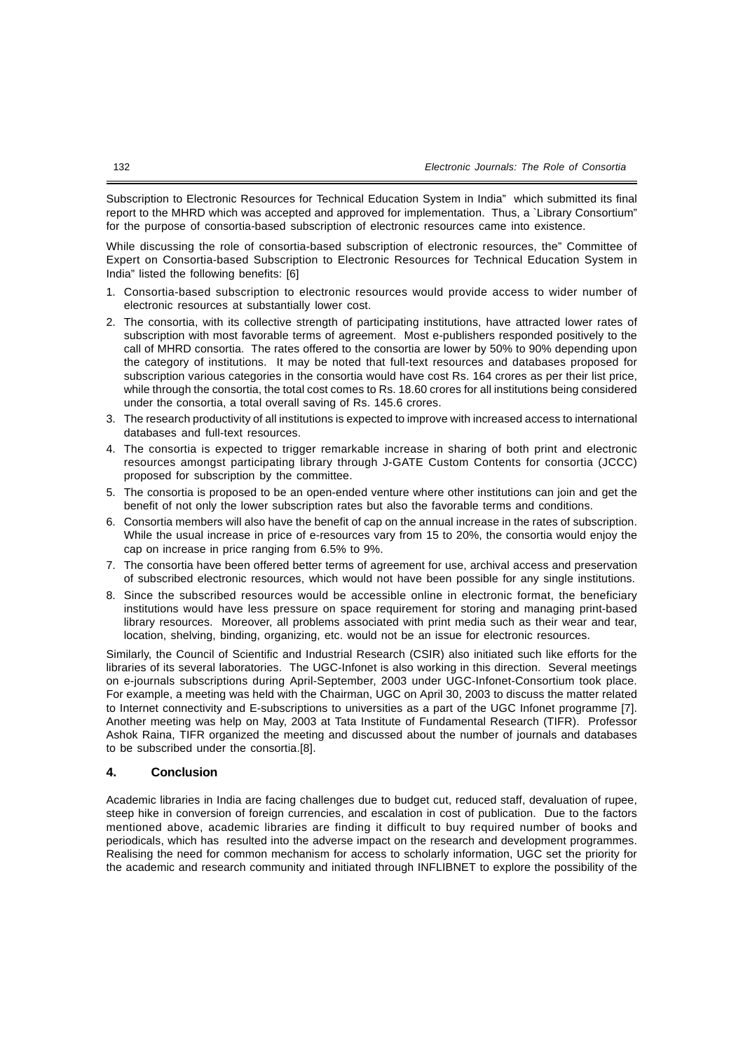Subscription to Electronic Resources for Technical Education System in India" which submitted its final report to the MHRD which was accepted and approved for implementation. Thus, a `Library Consortium" for the purpose of consortia-based subscription of electronic resources came into existence.

While discussing the role of consortia-based subscription of electronic resources, the" Committee of Expert on Consortia-based Subscription to Electronic Resources for Technical Education System in India" listed the following benefits: [6]

1. Consortia-based subscription to electronic resources would provide access to wider number of electronic resources at substantially lower cost.
2. The consortia, with its collective strength of participating institutions, have attracted lower rates of subscription with most favorable terms of agreement. Most e-publishers responded positively to the call of MHRD consortia. The rates offered to the consortia are lower by 50% to 90% depending upon the category of institutions. It may be noted that full-text resources and databases proposed for subscription various categories in the consortia would have cost Rs. 164 crores as per their list price, while through the consortia, the total cost comes to Rs. 18.60 crores for all institutions being considered under the consortia, a total overall saving of Rs. 145.6 crores.
3. The research productivity of all institutions is expected to improve with increased access to international databases and full-text resources.
4. The consortia is expected to trigger remarkable increase in sharing of both print and electronic resources amongst participating library through J-GATE Custom Contents for consortia (JCCC) proposed for subscription by the committee.
5. The consortia is proposed to be an open-ended venture where other institutions can join and get the benefit of not only the lower subscription rates but also the favorable terms and conditions.
6. Consortia members will also have the benefit of cap on the annual increase in the rates of subscription. While the usual increase in price of e-resources vary from 15 to 20%, the consortia would enjoy the cap on increase in price ranging from 6.5% to 9%.
7. The consortia have been offered better terms of agreement for use, archival access and preservation of subscribed electronic resources, which would not have been possible for any single institutions.
8. Since the subscribed resources would be accessible online in electronic format, the beneficiary institutions would have less pressure on space requirement for storing and managing print-based library resources. Moreover, all problems associated with print media such as their wear and tear, location, shelving, binding, organizing, etc. would not be an issue for electronic resources.

Similarly, the Council of Scientific and Industrial Research (CSIR) also initiated such like efforts for the libraries of its several laboratories. The UGC-Infonet is also working in this direction. Several meetings on e-journals subscriptions during April-September, 2003 under UGC-Infonet-Consortium took place. For example, a meeting was held with the Chairman, UGC on April 30, 2003 to discuss the matter related to Internet connectivity and E-subscriptions to universities as a part of the UGC Infonet programme [7]. Another meeting was help on May, 2003 at Tata Institute of Fundamental Research (TIFR). Professor Ashok Raina, TIFR organized the meeting and discussed about the number of journals and databases to be subscribed under the consortia.[8].

## 4. Conclusion

Academic libraries in India are facing challenges due to budget cut, reduced staff, devaluation of rupee, steep hike in conversion of foreign currencies, and escalation in cost of publication. Due to the factors mentioned above, academic libraries are finding it difficult to buy required number of books and periodicals, which has resulted into the adverse impact on the research and development programmes. Realising the need for common mechanism for access to scholarly information, UGC set the priority for the academic and research community and initiated through INFLIBNET to explore the possibility of the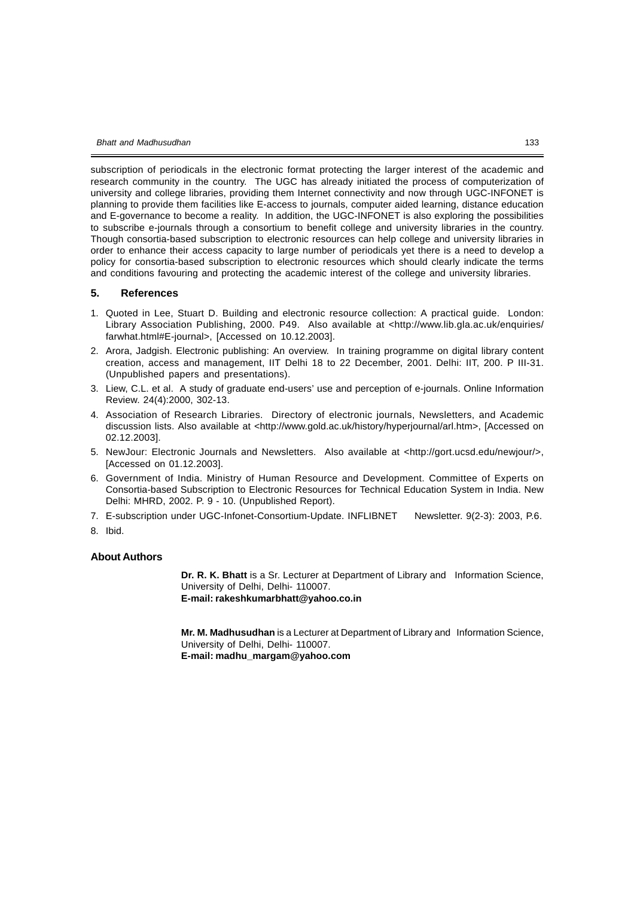subscription of periodicals in the electronic format protecting the larger interest of the academic and research community in the country. The UGC has already initiated the process of computerization of university and college libraries, providing them Internet connectivity and now through UGC-INFONET is planning to provide them facilities like E-access to journals, computer aided learning, distance education and E-governance to become a reality. In addition, the UGC-INFONET is also exploring the possibilities to subscribe e-journals through a consortium to benefit college and university libraries in the country. Though consortia-based subscription to electronic resources can help college and university libraries in order to enhance their access capacity to large number of periodicals yet there is a need to develop a policy for consortia-based subscription to electronic resources which should clearly indicate the terms and conditions favouring and protecting the academic interest of the college and university libraries.

## 5. References

1. Quoted in Lee, Stuart D. Building and electronic resource collection: A practical guide. London: Library Association Publishing, 2000. P49. Also available at <http://www.lib.gla.ac.uk/enquiries/farwhat.html#E-journal>, [Accessed on 10.12.2003].
2. Arora, Jadgish. Electronic publishing: An overview. In training programme on digital library content creation, access and management, IIT Delhi 18 to 22 December, 2001. Delhi: IIT, 200. P III-31. (Unpublished papers and presentations).
3. Liew, C.L. et al. A study of graduate end-users' use and perception of e-journals. Online Information Review. 24(4):2000, 302-13.
4. Association of Research Libraries. Directory of electronic journals, Newsletters, and Academic discussion lists. Also available at <http://www.gold.ac.uk/history/hyperjournal/arl.htm>, [Accessed on 02.12.2003].
5. NewJour: Electronic Journals and Newsletters. Also available at <http://gort.ucsd.edu/newjour/>, [Accessed on 01.12.2003].
6. Government of India. Ministry of Human Resource and Development. Committee of Experts on Consortia-based Subscription to Electronic Resources for Technical Education System in India. New Delhi: MHRD, 2002. P. 9 - 10. (Unpublished Report).
7. E-subscription under UGC-Infonet-Consortium-Update. INFLIBNET Newsletter. 9(2-3): 2003, P.6.
8. Ibid.

### About Authors

**Dr. R. K. Bhatt** is a Sr. Lecturer at Department of Library and Information Science, University of Delhi, Delhi- 110007.
**E-mail: rakeshkumarbhatt@yahoo.co.in**

**Mr. M. Madhusudhan** is a Lecturer at Department of Library and Information Science, University of Delhi, Delhi- 110007.
**E-mail: madhu_margam@yahoo.com**